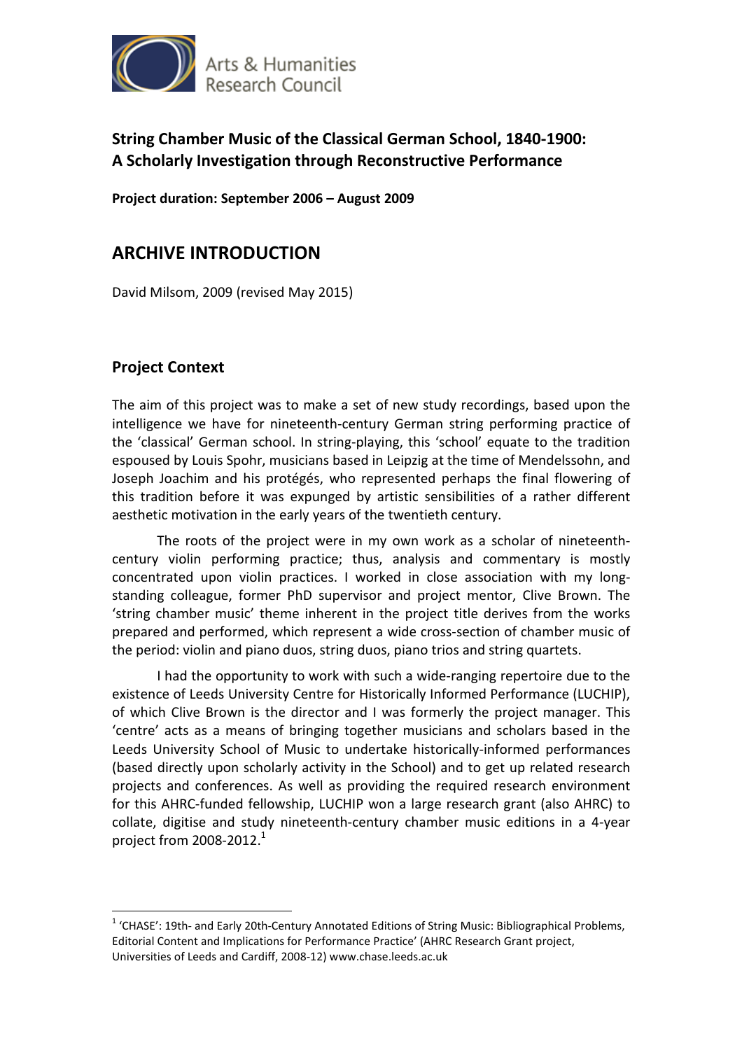Arts & Humanities Research Council

## String Chamber Music of the Classical German School, 1840-1900: A Scholarly Investigation through Reconstructive Performance

**Project duration: September 2006 – August 2009**

# ARCHIVE INTRODUCTION

David Milsom, 2009 (revised May 2015)

## Project Context

The aim of this project was to make a set of new study recordings, based upon the intelligence we have for nineteenth-century German string performing practice of the 'classical' German school. In string-playing, this 'school' equate to the tradition espoused by Louis Spohr, musicians based in Leipzig at the time of Mendelssohn, and Joseph Joachim and his protégés, who represented perhaps the final flowering of this tradition before it was expunged by artistic sensibilities of a rather different aesthetic motivation in the early years of the twentieth century.

The roots of the project were in my own work as a scholar of nineteenth-century violin performing practice; thus, analysis and commentary is mostly concentrated upon violin practices. I worked in close association with my long-standing colleague, former PhD supervisor and project mentor, Clive Brown. The 'string chamber music' theme inherent in the project title derives from the works prepared and performed, which represent a wide cross-section of chamber music of the period: violin and piano duos, string duos, piano trios and string quartets.

I had the opportunity to work with such a wide-ranging repertoire due to the existence of Leeds University Centre for Historically Informed Performance (LUCHIP), of which Clive Brown is the director and I was formerly the project manager. This 'centre' acts as a means of bringing together musicians and scholars based in the Leeds University School of Music to undertake historically-informed performances (based directly upon scholarly activity in the School) and to get up related research projects and conferences. As well as providing the required research environment for this AHRC-funded fellowship, LUCHIP won a large research grant (also AHRC) to collate, digitise and study nineteenth-century chamber music editions in a 4-year project from 2008-2012.[1]

[1] 'CHASE': 19th- and Early 20th-Century Annotated Editions of String Music: Bibliographical Problems, Editorial Content and Implications for Performance Practice' (AHRC Research Grant project, Universities of Leeds and Cardiff, 2008-12) www.chase.leeds.ac.uk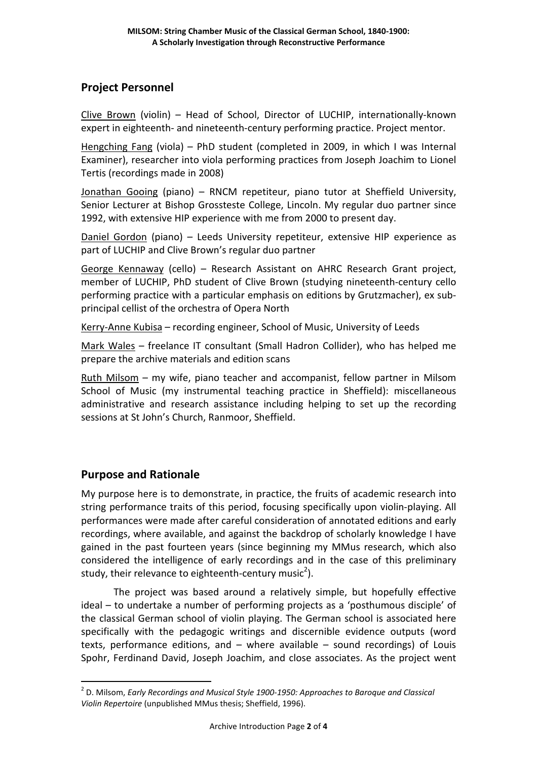## Project Personnel

Clive Brown (violin) – Head of School, Director of LUCHIP, internationally-known expert in eighteenth- and nineteenth-century performing practice. Project mentor.

Hengching Fang (viola) – PhD student (completed in 2009, in which I was Internal Examiner), researcher into viola performing practices from Joseph Joachim to Lionel Tertis (recordings made in 2008)

Jonathan Gooing (piano) – RNCM repetiteur, piano tutor at Sheffield University, Senior Lecturer at Bishop Grossteste College, Lincoln. My regular duo partner since 1992, with extensive HIP experience with me from 2000 to present day.

Daniel Gordon (piano) – Leeds University repetiteur, extensive HIP experience as part of LUCHIP and Clive Brown's regular duo partner

George Kennaway (cello) – Research Assistant on AHRC Research Grant project, member of LUCHIP, PhD student of Clive Brown (studying nineteenth-century cello performing practice with a particular emphasis on editions by Grutzmacher), ex sub-principal cellist of the orchestra of Opera North

Kerry-Anne Kubisa – recording engineer, School of Music, University of Leeds

Mark Wales – freelance IT consultant (Small Hadron Collider), who has helped me prepare the archive materials and edition scans

Ruth Milsom – my wife, piano teacher and accompanist, fellow partner in Milsom School of Music (my instrumental teaching practice in Sheffield): miscellaneous administrative and research assistance including helping to set up the recording sessions at St John's Church, Ranmoor, Sheffield.

## Purpose and Rationale

My purpose here is to demonstrate, in practice, the fruits of academic research into string performance traits of this period, focusing specifically upon violin-playing. All performances were made after careful consideration of annotated editions and early recordings, where available, and against the backdrop of scholarly knowledge I have gained in the past fourteen years (since beginning my MMus research, which also considered the intelligence of early recordings and in the case of this preliminary study, their relevance to eighteenth-century music[2]).

The project was based around a relatively simple, but hopefully effective ideal – to undertake a number of performing projects as a 'posthumous disciple' of the classical German school of violin playing. The German school is associated here specifically with the pedagogic writings and discernible evidence outputs (word texts, performance editions, and – where available – sound recordings) of Louis Spohr, Ferdinand David, Joseph Joachim, and close associates. As the project went

[2] D. Milsom, *Early Recordings and Musical Style 1900-1950: Approaches to Baroque and Classical Violin Repertoire* (unpublished MMus thesis; Sheffield, 1996).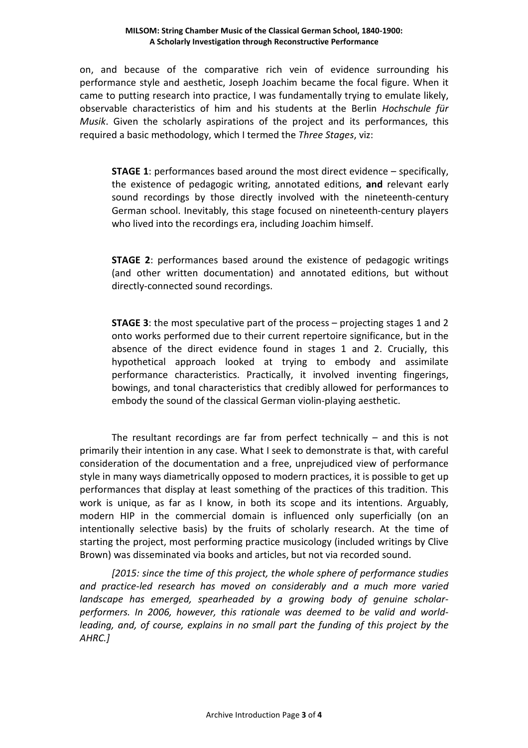on, and because of the comparative rich vein of evidence surrounding his performance style and aesthetic, Joseph Joachim became the focal figure. When it came to putting research into practice, I was fundamentally trying to emulate likely, observable characteristics of him and his students at the Berlin *Hochschule für Musik*. Given the scholarly aspirations of the project and its performances, this required a basic methodology, which I termed the *Three Stages*, viz:

> **STAGE 1**: performances based around the most direct evidence – specifically, the existence of pedagogic writing, annotated editions, **and** relevant early sound recordings by those directly involved with the nineteenth-century German school. Inevitably, this stage focused on nineteenth-century players who lived into the recordings era, including Joachim himself.
>
> **STAGE 2**: performances based around the existence of pedagogic writings (and other written documentation) and annotated editions, but without directly-connected sound recordings.
>
> **STAGE 3**: the most speculative part of the process – projecting stages 1 and 2 onto works performed due to their current repertoire significance, but in the absence of the direct evidence found in stages 1 and 2. Crucially, this hypothetical approach looked at trying to embody and assimilate performance characteristics. Practically, it involved inventing fingerings, bowings, and tonal characteristics that credibly allowed for performances to embody the sound of the classical German violin-playing aesthetic.

The resultant recordings are far from perfect technically – and this is not primarily their intention in any case. What I seek to demonstrate is that, with careful consideration of the documentation and a free, unprejudiced view of performance style in many ways diametrically opposed to modern practices, it is possible to get up performances that display at least something of the practices of this tradition. This work is unique, as far as I know, in both its scope and its intentions. Arguably, modern HIP in the commercial domain is influenced only superficially (on an intentionally selective basis) by the fruits of scholarly research. At the time of starting the project, most performing practice musicology (included writings by Clive Brown) was disseminated via books and articles, but not via recorded sound.

*[2015: since the time of this project, the whole sphere of performance studies and practice-led research has moved on considerably and a much more varied landscape has emerged, spearheaded by a growing body of genuine scholar-performers. In 2006, however, this rationale was deemed to be valid and world-leading, and, of course, explains in no small part the funding of this project by the AHRC.]*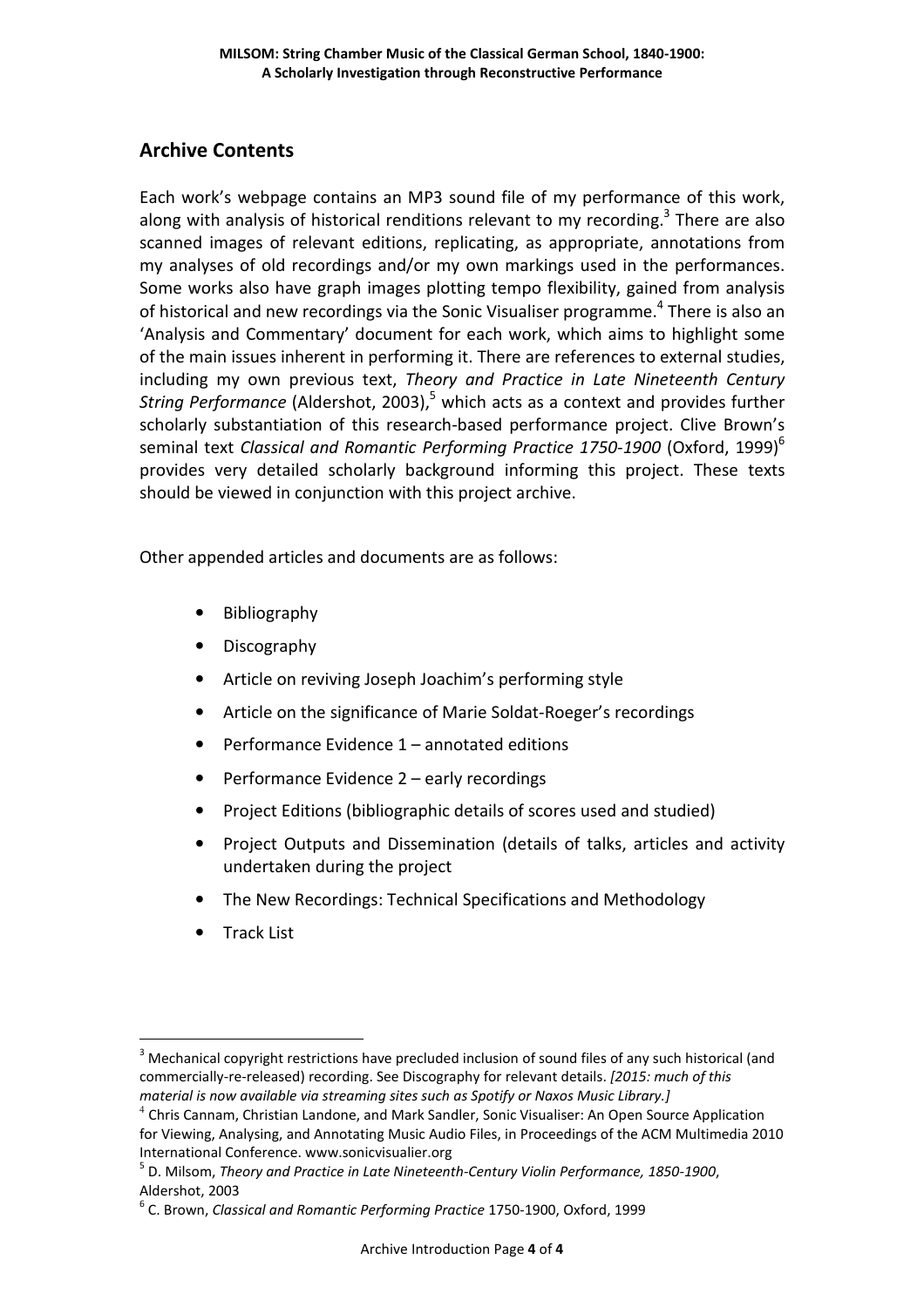## Archive Contents

Each work's webpage contains an MP3 sound file of my performance of this work, along with analysis of historical renditions relevant to my recording.[3] There are also scanned images of relevant editions, replicating, as appropriate, annotations from my analyses of old recordings and/or my own markings used in the performances. Some works also have graph images plotting tempo flexibility, gained from analysis of historical and new recordings via the Sonic Visualiser programme.[4] There is also an 'Analysis and Commentary' document for each work, which aims to highlight some of the main issues inherent in performing it. There are references to external studies, including my own previous text, *Theory and Practice in Late Nineteenth Century String Performance* (Aldershot, 2003),[5] which acts as a context and provides further scholarly substantiation of this research-based performance project. Clive Brown's seminal text *Classical and Romantic Performing Practice 1750-1900* (Oxford, 1999)[6] provides very detailed scholarly background informing this project. These texts should be viewed in conjunction with this project archive.

Other appended articles and documents are as follows:

- Bibliography
- Discography
- Article on reviving Joseph Joachim's performing style
- Article on the significance of Marie Soldat-Roeger's recordings
- Performance Evidence 1 – annotated editions
- Performance Evidence 2 – early recordings
- Project Editions (bibliographic details of scores used and studied)
- Project Outputs and Dissemination (details of talks, articles and activity undertaken during the project
- The New Recordings: Technical Specifications and Methodology
- Track List

---

[3] Mechanical copyright restrictions have precluded inclusion of sound files of any such historical (and commercially-re-released) recording. See Discography for relevant details. *[2015: much of this material is now available via streaming sites such as Spotify or Naxos Music Library.]*

[4] Chris Cannam, Christian Landone, and Mark Sandler, Sonic Visualiser: An Open Source Application for Viewing, Analysing, and Annotating Music Audio Files, in Proceedings of the ACM Multimedia 2010 International Conference. www.sonicvisualier.org

[5] D. Milsom, *Theory and Practice in Late Nineteenth-Century Violin Performance, 1850-1900*, Aldershot, 2003

[6] C. Brown, *Classical and Romantic Performing Practice* 1750-1900, Oxford, 1999